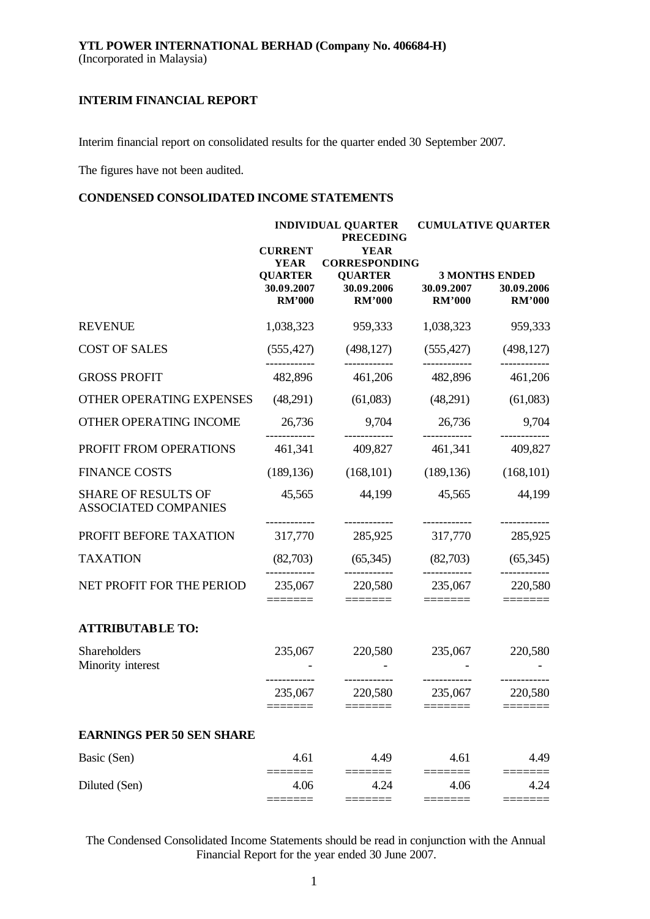**YTL POWER INTERNATIONAL BERHAD (Company No. 406684-H)**
(Incorporated in Malaysia)

**INTERIM FINANCIAL REPORT**

Interim financial report on consolidated results for the quarter ended 30 September 2007.

The figures have not been audited.

**CONDENSED CONSOLIDATED INCOME STATEMENTS**

| | INDIVIDUAL QUARTER | | CUMULATIVE QUARTER | |
|---|---|---|---|---|
| | CURRENT YEAR QUARTER | PRECEDING YEAR CORRESPONDING QUARTER | 3 MONTHS ENDED | |
| | 30.09.2007 | 30.09.2006 | 30.09.2007 | 30.09.2006 |
| | RM'000 | RM'000 | RM'000 | RM'000 |
| REVENUE | 1,038,323 | 959,333 | 1,038,323 | 959,333 |
| COST OF SALES | (555,427) | (498,127) | (555,427) | (498,127) |
| GROSS PROFIT | 482,896 | 461,206 | 482,896 | 461,206 |
| OTHER OPERATING EXPENSES | (48,291) | (61,083) | (48,291) | (61,083) |
| OTHER OPERATING INCOME | 26,736 | 9,704 | 26,736 | 9,704 |
| PROFIT FROM OPERATIONS | 461,341 | 409,827 | 461,341 | 409,827 |
| FINANCE COSTS | (189,136) | (168,101) | (189,136) | (168,101) |
| SHARE OF RESULTS OF ASSOCIATED COMPANIES | 45,565 | 44,199 | 45,565 | 44,199 |
| PROFIT BEFORE TAXATION | 317,770 | 285,925 | 317,770 | 285,925 |
| TAXATION | (82,703) | (65,345) | (82,703) | (65,345) |
| NET PROFIT FOR THE PERIOD | 235,067 | 220,580 | 235,067 | 220,580 |
| **ATTRIBUTABLE TO:** | | | | |
| Shareholders | 235,067 | 220,580 | 235,067 | 220,580 |
| Minority interest | - | - | - | - |
| | 235,067 | 220,580 | 235,067 | 220,580 |
| **EARNINGS PER 50 SEN SHARE** | | | | |
| Basic (Sen) | 4.61 | 4.49 | 4.61 | 4.49 |
| Diluted (Sen) | 4.06 | 4.24 | 4.06 | 4.24 |

The Condensed Consolidated Income Statements should be read in conjunction with the Annual Financial Report for the year ended 30 June 2007.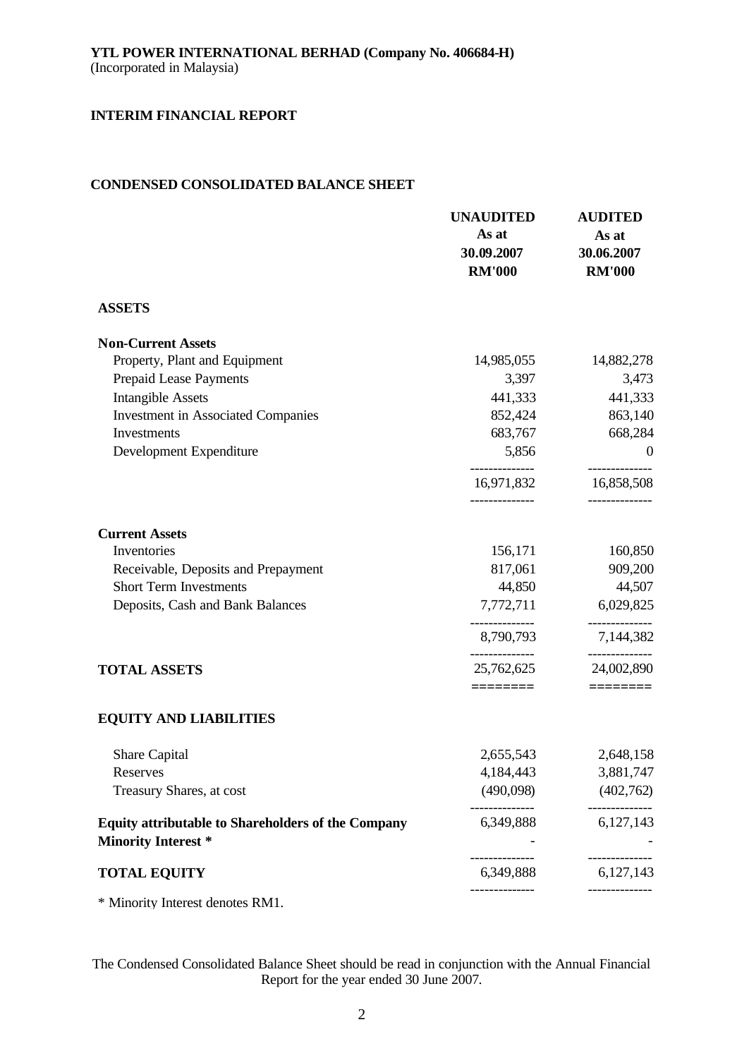**YTL POWER INTERNATIONAL BERHAD (Company No. 406684-H)**
(Incorporated in Malaysia)

**INTERIM FINANCIAL REPORT**

## CONDENSED CONSOLIDATED BALANCE SHEET

| | UNAUDITED As at 30.09.2007 RM'000 | AUDITED As at 30.06.2007 RM'000 |
|---|---|---|
| **ASSETS** | | |
| **Non-Current Assets** | | |
| Property, Plant and Equipment | 14,985,055 | 14,882,278 |
| Prepaid Lease Payments | 3,397 | 3,473 |
| Intangible Assets | 441,333 | 441,333 |
| Investment in Associated Companies | 852,424 | 863,140 |
| Investments | 683,767 | 668,284 |
| Development Expenditure | 5,856 | 0 |
| | 16,971,832 | 16,858,508 |
| **Current Assets** | | |
| Inventories | 156,171 | 160,850 |
| Receivable, Deposits and Prepayment | 817,061 | 909,200 |
| Short Term Investments | 44,850 | 44,507 |
| Deposits, Cash and Bank Balances | 7,772,711 | 6,029,825 |
| | 8,790,793 | 7,144,382 |
| **TOTAL ASSETS** | 25,762,625 | 24,002,890 |
| **EQUITY AND LIABILITIES** | | |
| Share Capital | 2,655,543 | 2,648,158 |
| Reserves | 4,184,443 | 3,881,747 |
| Treasury Shares, at cost | (490,098) | (402,762) |
| **Equity attributable to Shareholders of the Company** | 6,349,888 | 6,127,143 |
| **Minority Interest *** | - | - |
| **TOTAL EQUITY** | 6,349,888 | 6,127,143 |

* Minority Interest denotes RM1.

The Condensed Consolidated Balance Sheet should be read in conjunction with the Annual Financial Report for the year ended 30 June 2007.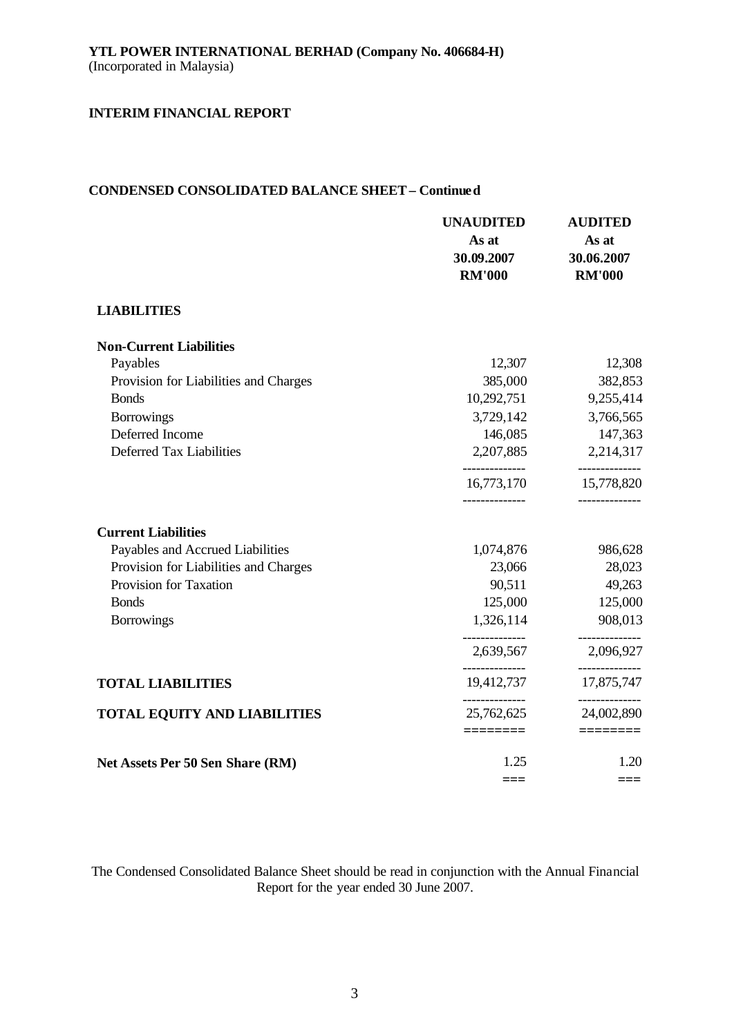**YTL POWER INTERNATIONAL BERHAD (Company No. 406684-H)**
(Incorporated in Malaysia)

**INTERIM FINANCIAL REPORT**

**CONDENSED CONSOLIDATED BALANCE SHEET – Continued**

| | UNAUDITED As at 30.09.2007 RM'000 | AUDITED As at 30.06.2007 RM'000 |
|---|---|---|
| **LIABILITIES** | | |
| **Non-Current Liabilities** | | |
| Payables | 12,307 | 12,308 |
| Provision for Liabilities and Charges | 385,000 | 382,853 |
| Bonds | 10,292,751 | 9,255,414 |
| Borrowings | 3,729,142 | 3,766,565 |
| Deferred Income | 146,085 | 147,363 |
| Deferred Tax Liabilities | 2,207,885 | 2,214,317 |
| | 16,773,170 | 15,778,820 |
| **Current Liabilities** | | |
| Payables and Accrued Liabilities | 1,074,876 | 986,628 |
| Provision for Liabilities and Charges | 23,066 | 28,023 |
| Provision for Taxation | 90,511 | 49,263 |
| Bonds | 125,000 | 125,000 |
| Borrowings | 1,326,114 | 908,013 |
| | 2,639,567 | 2,096,927 |
| **TOTAL LIABILITIES** | 19,412,737 | 17,875,747 |
| **TOTAL EQUITY AND LIABILITIES** | 25,762,625 | 24,002,890 |
| **Net Assets Per 50 Sen Share (RM)** | 1.25 | 1.20 |

The Condensed Consolidated Balance Sheet should be read in conjunction with the Annual Financial Report for the year ended 30 June 2007.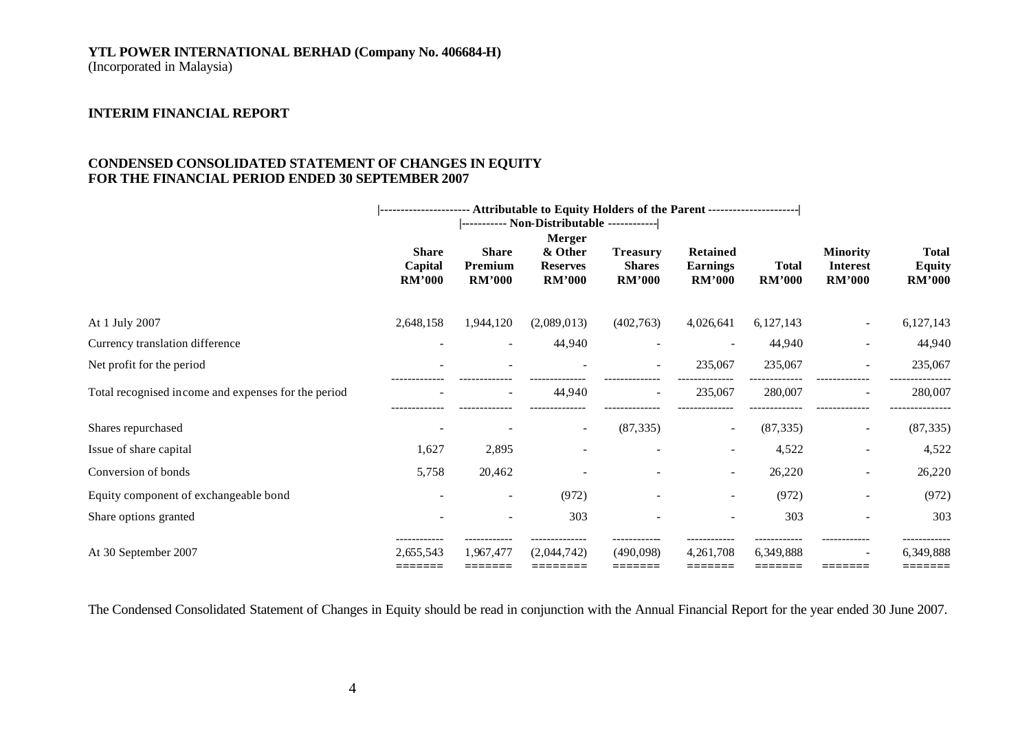**YTL POWER INTERNATIONAL BERHAD (Company No. 406684-H)**
(Incorporated in Malaysia)

**INTERIM FINANCIAL REPORT**

**CONDENSED CONSOLIDATED STATEMENT OF CHANGES IN EQUITY**
**FOR THE FINANCIAL PERIOD ENDED 30 SEPTEMBER 2007**

| | Attributable to Equity Holders of the Parent | | | | | | | |
|---|---|---|---|---|---|---|---|---|
| | | Non-Distributable | | | | | | |
| | Share Capital RM'000 | Share Premium RM'000 | Merger & Other Reserves RM'000 | Treasury Shares RM'000 | Retained Earnings RM'000 | Total RM'000 | Minority Interest RM'000 | Total Equity RM'000 |
| At 1 July 2007 | 2,648,158 | 1,944,120 | (2,089,013) | (402,763) | 4,026,641 | 6,127,143 | - | 6,127,143 |
| Currency translation difference | - | - | 44,940 | - | - | 44,940 | - | 44,940 |
| Net profit for the period | - | - | - | - | 235,067 | 235,067 | - | 235,067 |
| Total recognised income and expenses for the period | - | - | 44,940 | - | 235,067 | 280,007 | - | 280,007 |
| Shares repurchased | - | - | - | (87,335) | - | (87,335) | - | (87,335) |
| Issue of share capital | 1,627 | 2,895 | - | - | - | 4,522 | - | 4,522 |
| Conversion of bonds | 5,758 | 20,462 | - | - | - | 26,220 | - | 26,220 |
| Equity component of exchangeable bond | - | - | (972) | - | - | (972) | - | (972) |
| Share options granted | - | - | 303 | - | - | 303 | - | 303 |
| At 30 September 2007 | 2,655,543 | 1,967,477 | (2,044,742) | (490,098) | 4,261,708 | 6,349,888 | - | 6,349,888 |

The Condensed Consolidated Statement of Changes in Equity should be read in conjunction with the Annual Financial Report for the year ended 30 June 2007.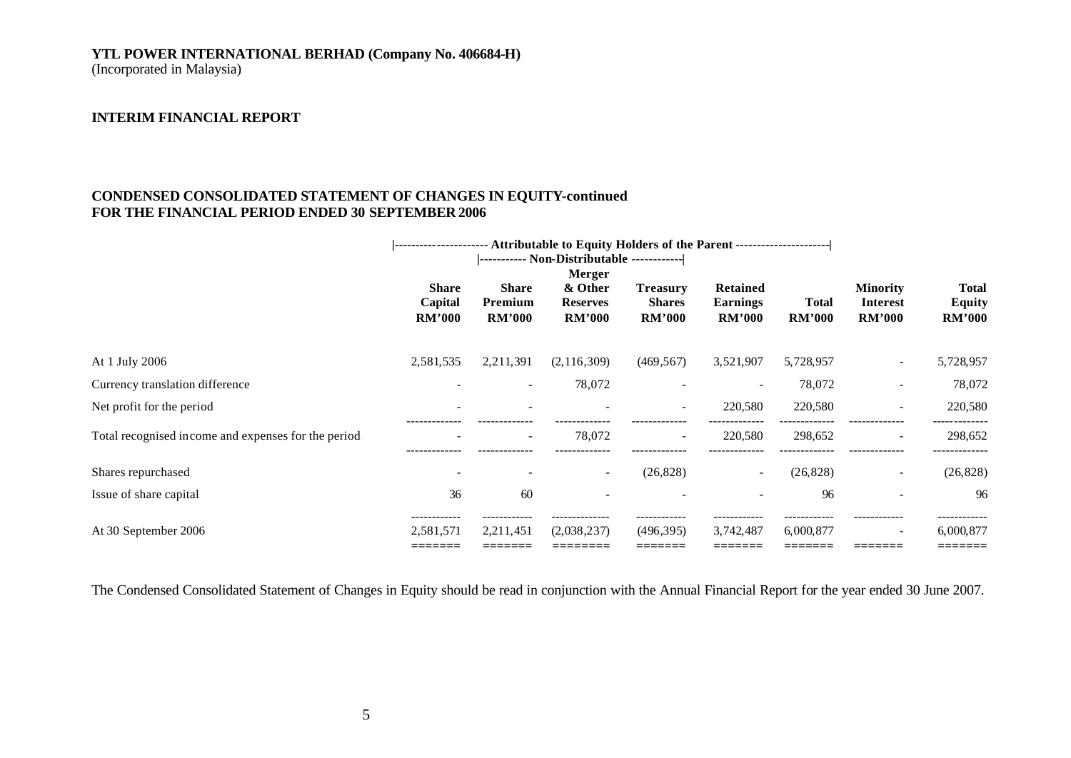**YTL POWER INTERNATIONAL BERHAD (Company No. 406684-H)**
(Incorporated in Malaysia)

**INTERIM FINANCIAL REPORT**

**CONDENSED CONSOLIDATED STATEMENT OF CHANGES IN EQUITY-continued**
**FOR THE FINANCIAL PERIOD ENDED 30 SEPTEMBER 2006**

| | Attributable to Equity Holders of the Parent | | | | | | | |
|---|---|---|---|---|---|---|---|---|
| | | Non-Distributable | | | | | | |
| | **Share Capital RM'000** | **Share Premium RM'000** | **Merger & Other Reserves RM'000** | **Treasury Shares RM'000** | **Retained Earnings RM'000** | **Total RM'000** | **Minority Interest RM'000** | **Total Equity RM'000** |
| At 1 July 2006 | 2,581,535 | 2,211,391 | (2,116,309) | (469,567) | 3,521,907 | 5,728,957 | - | 5,728,957 |
| Currency translation difference | - | - | 78,072 | - | - | 78,072 | - | 78,072 |
| Net profit for the period | - | - | - | - | 220,580 | 220,580 | - | 220,580 |
| Total recognised income and expenses for the period | - | - | 78,072 | - | 220,580 | 298,652 | - | 298,652 |
| Shares repurchased | - | - | - | (26,828) | - | (26,828) | - | (26,828) |
| Issue of share capital | 36 | 60 | - | - | - | 96 | - | 96 |
| At 30 September 2006 | 2,581,571 | 2,211,451 | (2,038,237) | (496,395) | 3,742,487 | 6,000,877 | - | 6,000,877 |

The Condensed Consolidated Statement of Changes in Equity should be read in conjunction with the Annual Financial Report for the year ended 30 June 2007.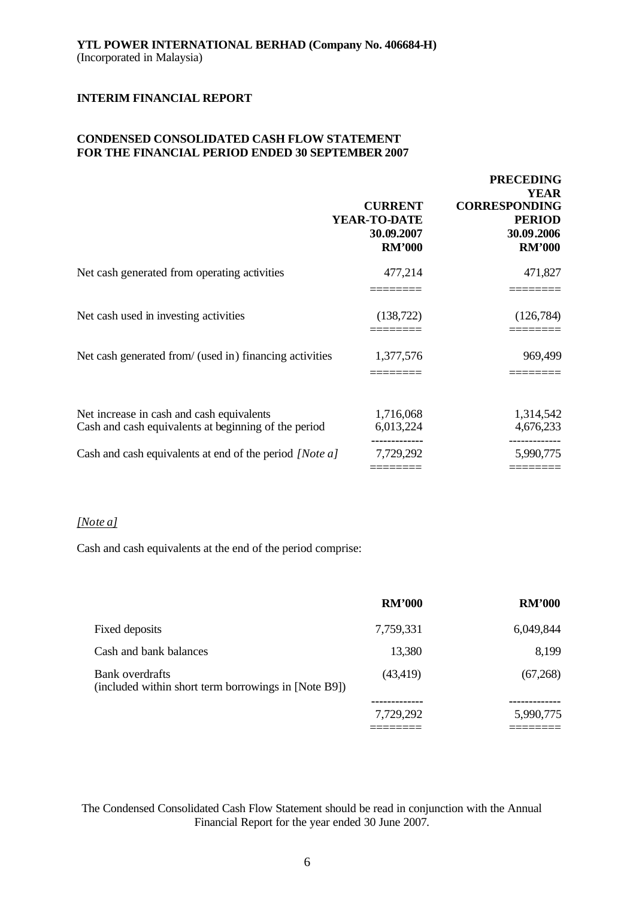**YTL POWER INTERNATIONAL BERHAD (Company No. 406684-H)**
(Incorporated in Malaysia)

**INTERIM FINANCIAL REPORT**

**CONDENSED CONSOLIDATED CASH FLOW STATEMENT**
**FOR THE FINANCIAL PERIOD ENDED 30 SEPTEMBER 2007**

| | **CURRENT YEAR-TO-DATE 30.09.2007 RM'000** | **PRECEDING YEAR CORRESPONDING PERIOD 30.09.2006 RM'000** |
|---|---|---|
| Net cash generated from operating activities | 477,214 | 471,827 |
| Net cash used in investing activities | (138,722) | (126,784) |
| Net cash generated from/ (used in) financing activities | 1,377,576 | 969,499 |
| Net increase in cash and cash equivalents | 1,716,068 | 1,314,542 |
| Cash and cash equivalents at beginning of the period | 6,013,224 | 4,676,233 |
| Cash and cash equivalents at end of the period *[Note a]* | 7,729,292 | 5,990,775 |

*[Note a]*

Cash and cash equivalents at the end of the period comprise:

| | **RM'000** | **RM'000** |
|---|---|---|
| Fixed deposits | 7,759,331 | 6,049,844 |
| Cash and bank balances | 13,380 | 8,199 |
| Bank overdrafts (included within short term borrowings in [Note B9]) | (43,419) | (67,268) |
| | 7,729,292 | 5,990,775 |

The Condensed Consolidated Cash Flow Statement should be read in conjunction with the Annual Financial Report for the year ended 30 June 2007.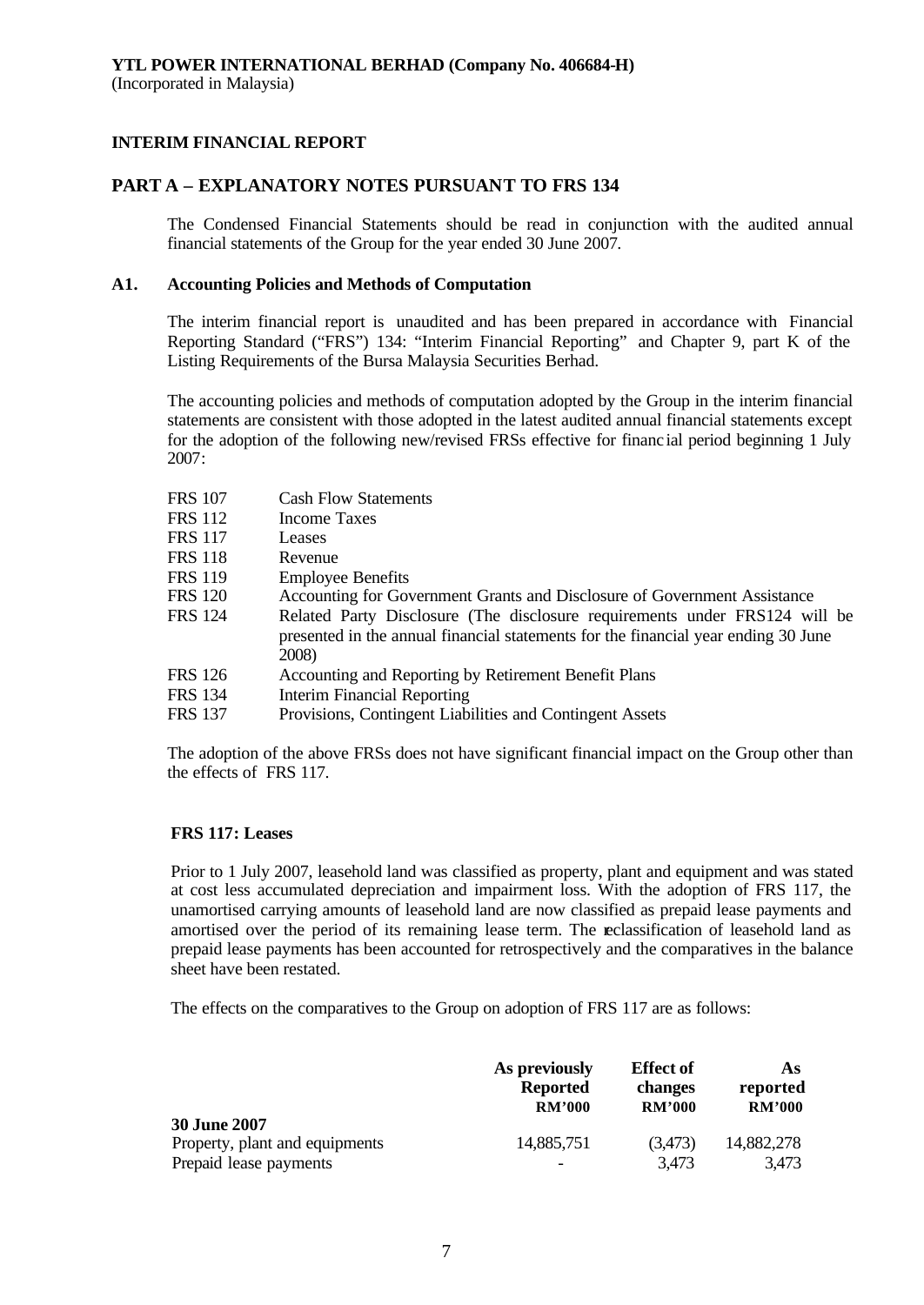**YTL POWER INTERNATIONAL BERHAD (Company No. 406684-H)**
(Incorporated in Malaysia)

**INTERIM FINANCIAL REPORT**

## PART A – EXPLANATORY NOTES PURSUANT TO FRS 134

The Condensed Financial Statements should be read in conjunction with the audited annual financial statements of the Group for the year ended 30 June 2007.

### A1. Accounting Policies and Methods of Computation

The interim financial report is unaudited and has been prepared in accordance with Financial Reporting Standard ("FRS") 134: "Interim Financial Reporting" and Chapter 9, part K of the Listing Requirements of the Bursa Malaysia Securities Berhad.

The accounting policies and methods of computation adopted by the Group in the interim financial statements are consistent with those adopted in the latest audited annual financial statements except for the adoption of the following new/revised FRSs effective for financial period beginning 1 July 2007:

| | |
|---|---|
| FRS 107 | Cash Flow Statements |
| FRS 112 | Income Taxes |
| FRS 117 | Leases |
| FRS 118 | Revenue |
| FRS 119 | Employee Benefits |
| FRS 120 | Accounting for Government Grants and Disclosure of Government Assistance |
| FRS 124 | Related Party Disclosure (The disclosure requirements under FRS124 will be presented in the annual financial statements for the financial year ending 30 June 2008) |
| FRS 126 | Accounting and Reporting by Retirement Benefit Plans |
| FRS 134 | Interim Financial Reporting |
| FRS 137 | Provisions, Contingent Liabilities and Contingent Assets |

The adoption of the above FRSs does not have significant financial impact on the Group other than the effects of FRS 117.

**FRS 117: Leases**

Prior to 1 July 2007, leasehold land was classified as property, plant and equipment and was stated at cost less accumulated depreciation and impairment loss. With the adoption of FRS 117, the unamortised carrying amounts of leasehold land are now classified as prepaid lease payments and amortised over the period of its remaining lease term. The reclassification of leasehold land as prepaid lease payments has been accounted for retrospectively and the comparatives in the balance sheet have been restated.

The effects on the comparatives to the Group on adoption of FRS 117 are as follows:

| | As previously Reported RM'000 | Effect of changes RM'000 | As reported RM'000 |
|---|---|---|---|
| **30 June 2007** | | | |
| Property, plant and equipments | 14,885,751 | (3,473) | 14,882,278 |
| Prepaid lease payments | - | 3,473 | 3,473 |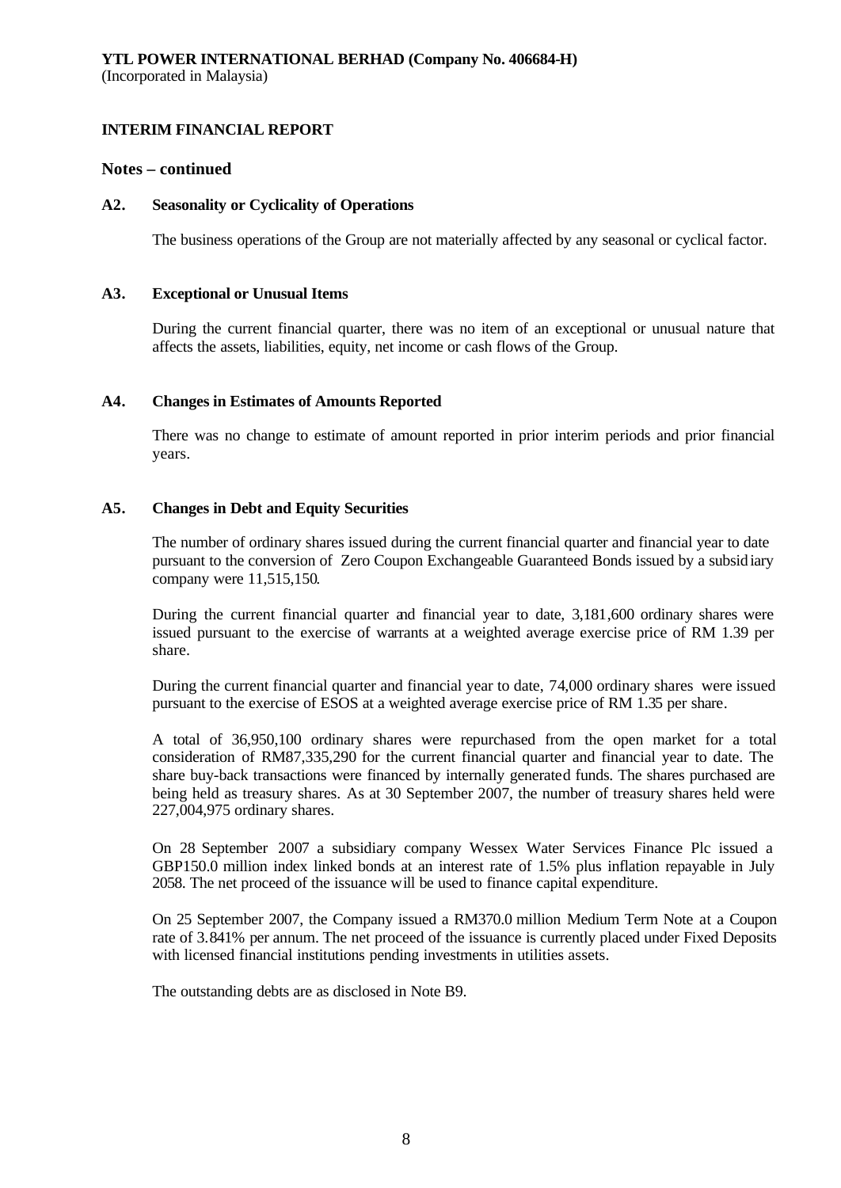**YTL POWER INTERNATIONAL BERHAD (Company No. 406684-H)**
(Incorporated in Malaysia)

## INTERIM FINANCIAL REPORT

### Notes – continued

### A2. Seasonality or Cyclicality of Operations

The business operations of the Group are not materially affected by any seasonal or cyclical factor.

### A3. Exceptional or Unusual Items

During the current financial quarter, there was no item of an exceptional or unusual nature that affects the assets, liabilities, equity, net income or cash flows of the Group.

### A4. Changes in Estimates of Amounts Reported

There was no change to estimate of amount reported in prior interim periods and prior financial years.

### A5. Changes in Debt and Equity Securities

The number of ordinary shares issued during the current financial quarter and financial year to date pursuant to the conversion of Zero Coupon Exchangeable Guaranteed Bonds issued by a subsidiary company were 11,515,150.

During the current financial quarter and financial year to date, 3,181,600 ordinary shares were issued pursuant to the exercise of warrants at a weighted average exercise price of RM 1.39 per share.

During the current financial quarter and financial year to date, 74,000 ordinary shares were issued pursuant to the exercise of ESOS at a weighted average exercise price of RM 1.35 per share.

A total of 36,950,100 ordinary shares were repurchased from the open market for a total consideration of RM87,335,290 for the current financial quarter and financial year to date. The share buy-back transactions were financed by internally generated funds. The shares purchased are being held as treasury shares. As at 30 September 2007, the number of treasury shares held were 227,004,975 ordinary shares.

On 28 September 2007 a subsidiary company Wessex Water Services Finance Plc issued a GBP150.0 million index linked bonds at an interest rate of 1.5% plus inflation repayable in July 2058. The net proceed of the issuance will be used to finance capital expenditure.

On 25 September 2007, the Company issued a RM370.0 million Medium Term Note at a Coupon rate of 3.841% per annum. The net proceed of the issuance is currently placed under Fixed Deposits with licensed financial institutions pending investments in utilities assets.

The outstanding debts are as disclosed in Note B9.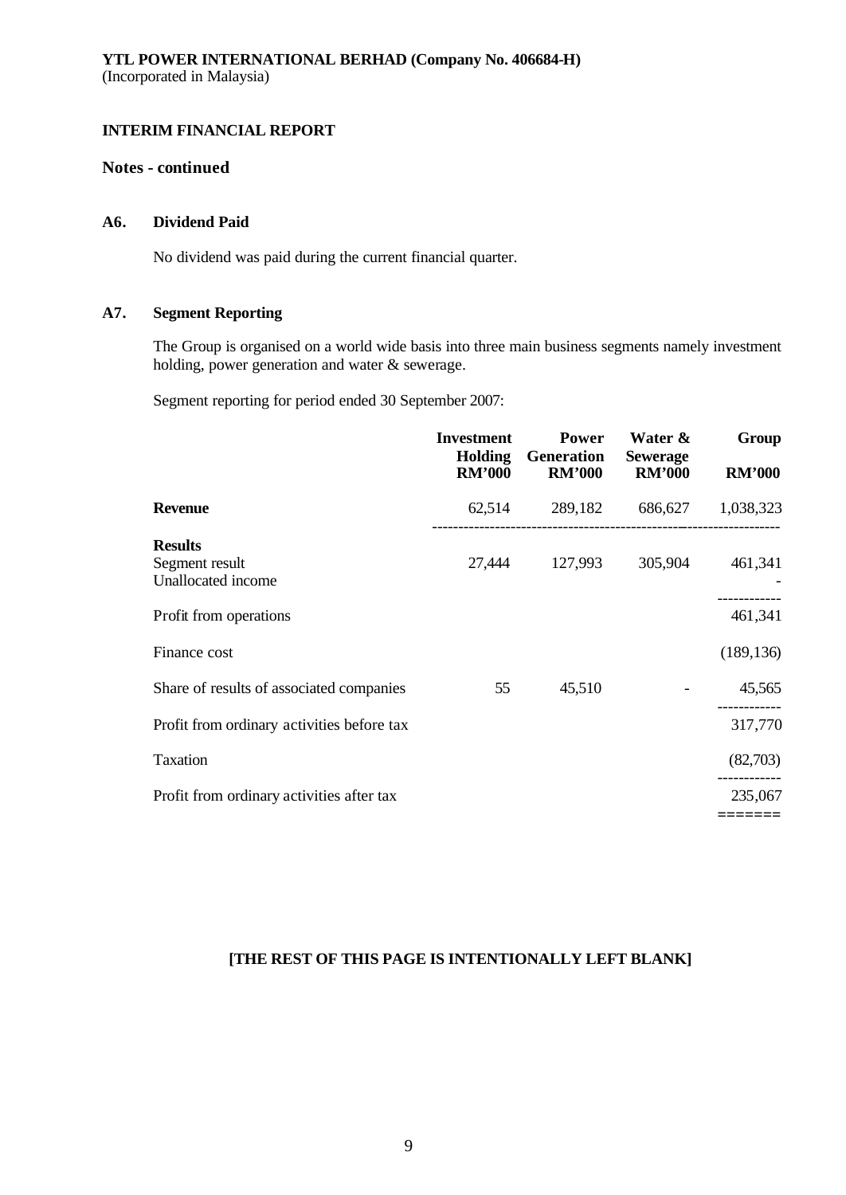**YTL POWER INTERNATIONAL BERHAD (Company No. 406684-H)**
(Incorporated in Malaysia)

**INTERIM FINANCIAL REPORT**

**Notes - continued**

**A6. Dividend Paid**

No dividend was paid during the current financial quarter.

**A7. Segment Reporting**

The Group is organised on a world wide basis into three main business segments namely investment holding, power generation and water & sewerage.

Segment reporting for period ended 30 September 2007:

| | Investment Holding RM'000 | Power Generation RM'000 | Water & Sewerage RM'000 | Group RM'000 |
|---|---|---|---|---|
| **Revenue** | 62,514 | 289,182 | 686,627 | 1,038,323 |
| **Results** | | | | |
| Segment result | 27,444 | 127,993 | 305,904 | 461,341 |
| Unallocated income | | | | - |
| Profit from operations | | | | 461,341 |
| Finance cost | | | | (189,136) |
| Share of results of associated companies | 55 | 45,510 | - | 45,565 |
| Profit from ordinary activities before tax | | | | 317,770 |
| Taxation | | | | (82,703) |
| Profit from ordinary activities after tax | | | | 235,067 |

**[THE REST OF THIS PAGE IS INTENTIONALLY LEFT BLANK]**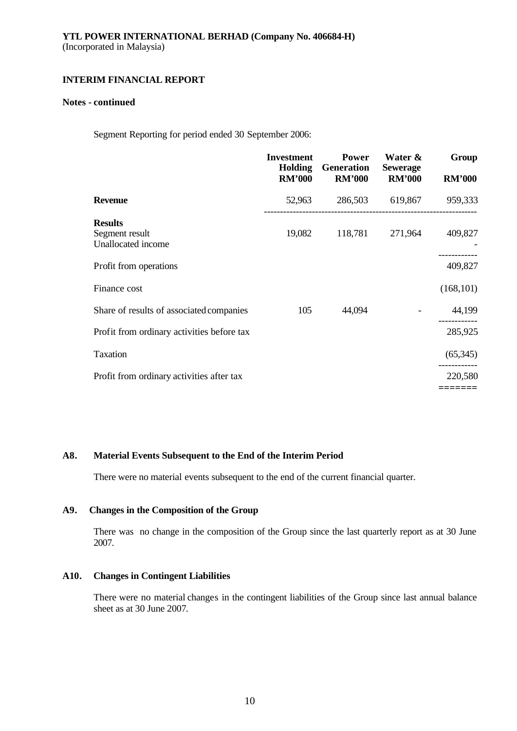**YTL POWER INTERNATIONAL BERHAD (Company No. 406684-H)**
(Incorporated in Malaysia)

**INTERIM FINANCIAL REPORT**

**Notes - continued**

Segment Reporting for period ended 30 September 2006:

| | Investment Holding RM'000 | Power Generation RM'000 | Water & Sewerage RM'000 | Group RM'000 |
|---|---|---|---|---|
| **Revenue** | 52,963 | 286,503 | 619,867 | 959,333 |
| **Results** | | | | |
| Segment result | 19,082 | 118,781 | 271,964 | 409,827 |
| Unallocated income | | | | - |
| Profit from operations | | | | 409,827 |
| Finance cost | | | | (168,101) |
| Share of results of associated companies | 105 | 44,094 | - | 44,199 |
| Profit from ordinary activities before tax | | | | 285,925 |
| Taxation | | | | (65,345) |
| Profit from ordinary activities after tax | | | | 220,580 |

### A8. Material Events Subsequent to the End of the Interim Period

There were no material events subsequent to the end of the current financial quarter.

### A9. Changes in the Composition of the Group

There was no change in the composition of the Group since the last quarterly report as at 30 June 2007.

### A10. Changes in Contingent Liabilities

There were no material changes in the contingent liabilities of the Group since last annual balance sheet as at 30 June 2007.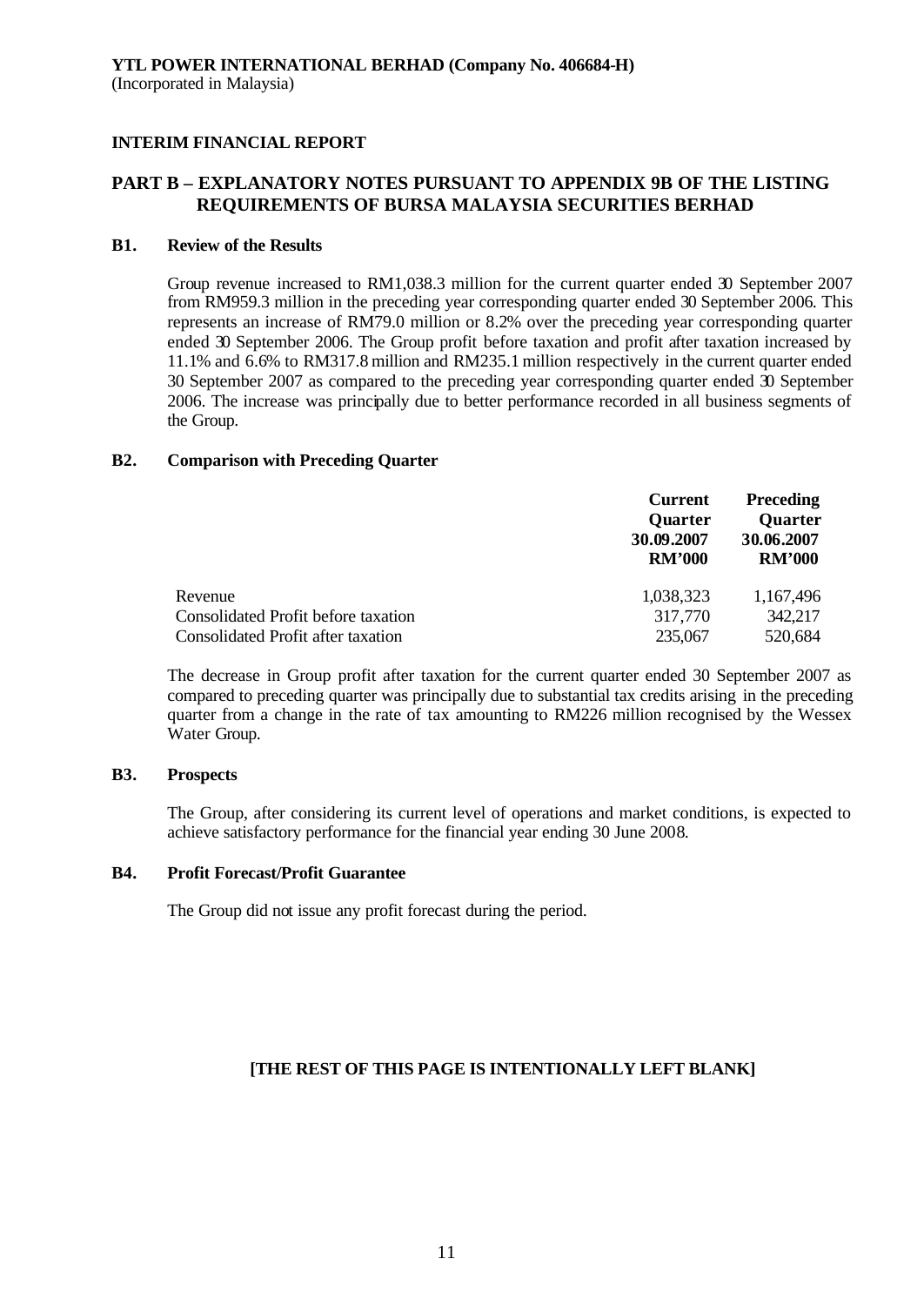**YTL POWER INTERNATIONAL BERHAD (Company No. 406684-H)**
(Incorporated in Malaysia)

**INTERIM FINANCIAL REPORT**

## PART B – EXPLANATORY NOTES PURSUANT TO APPENDIX 9B OF THE LISTING REQUIREMENTS OF BURSA MALAYSIA SECURITIES BERHAD

### B1. Review of the Results

Group revenue increased to RM1,038.3 million for the current quarter ended 30 September 2007 from RM959.3 million in the preceding year corresponding quarter ended 30 September 2006. This represents an increase of RM79.0 million or 8.2% over the preceding year corresponding quarter ended 30 September 2006. The Group profit before taxation and profit after taxation increased by 11.1% and 6.6% to RM317.8 million and RM235.1 million respectively in the current quarter ended 30 September 2007 as compared to the preceding year corresponding quarter ended 30 September 2006. The increase was principally due to better performance recorded in all business segments of the Group.

### B2. Comparison with Preceding Quarter

| | Current Quarter 30.09.2007 RM'000 | Preceding Quarter 30.06.2007 RM'000 |
|---|---|---|
| Revenue | 1,038,323 | 1,167,496 |
| Consolidated Profit before taxation | 317,770 | 342,217 |
| Consolidated Profit after taxation | 235,067 | 520,684 |

The decrease in Group profit after taxation for the current quarter ended 30 September 2007 as compared to preceding quarter was principally due to substantial tax credits arising in the preceding quarter from a change in the rate of tax amounting to RM226 million recognised by the Wessex Water Group.

### B3. Prospects

The Group, after considering its current level of operations and market conditions, is expected to achieve satisfactory performance for the financial year ending 30 June 2008.

### B4. Profit Forecast/Profit Guarantee

The Group did not issue any profit forecast during the period.

**[THE REST OF THIS PAGE IS INTENTIONALLY LEFT BLANK]**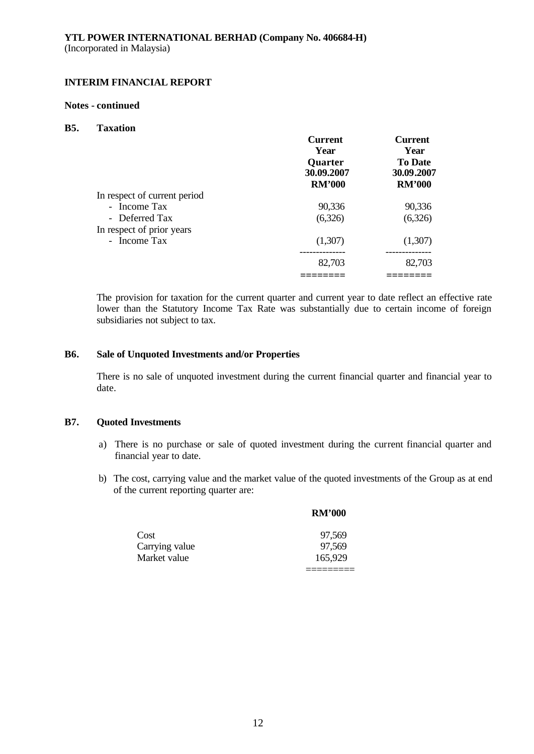**YTL POWER INTERNATIONAL BERHAD (Company No. 406684-H)**
(Incorporated in Malaysia)

**INTERIM FINANCIAL REPORT**

**Notes - continued**

**B5. Taxation**

| | Current Year Quarter 30.09.2007 RM'000 | Current Year To Date 30.09.2007 RM'000 |
|---|---|---|
| In respect of current period | | |
| - Income Tax | 90,336 | 90,336 |
| - Deferred Tax | (6,326) | (6,326) |
| In respect of prior years | | |
| - Income Tax | (1,307) | (1,307) |
| | 82,703 | 82,703 |

The provision for taxation for the current quarter and current year to date reflect an effective rate lower than the Statutory Income Tax Rate was substantially due to certain income of foreign subsidiaries not subject to tax.

**B6. Sale of Unquoted Investments and/or Properties**

There is no sale of unquoted investment during the current financial quarter and financial year to date.

**B7. Quoted Investments**

a) There is no purchase or sale of quoted investment during the current financial quarter and financial year to date.

b) The cost, carrying value and the market value of the quoted investments of the Group as at end of the current reporting quarter are:

| | RM'000 |
|---|---|
| Cost | 97,569 |
| Carrying value | 97,569 |
| Market value | 165,929 |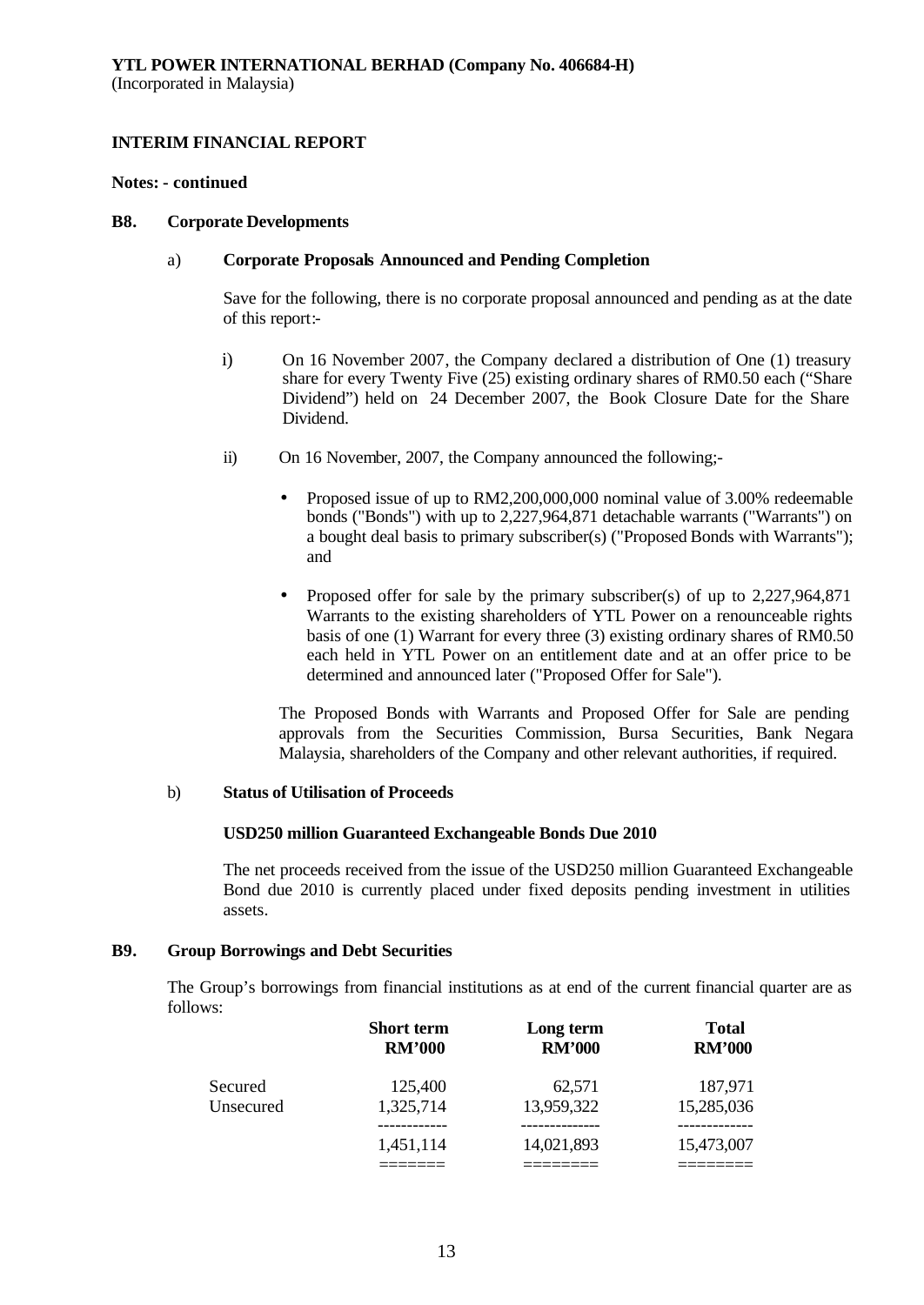**YTL POWER INTERNATIONAL BERHAD (Company No. 406684-H)**
(Incorporated in Malaysia)

## INTERIM FINANCIAL REPORT

**Notes: - continued**

### B8. Corporate Developments

a) **Corporate Proposals Announced and Pending Completion**

Save for the following, there is no corporate proposal announced and pending as at the date of this report:-

i) On 16 November 2007, the Company declared a distribution of One (1) treasury share for every Twenty Five (25) existing ordinary shares of RM0.50 each ("Share Dividend") held on 24 December 2007, the Book Closure Date for the Share Dividend.

ii) On 16 November, 2007, the Company announced the following;-

- Proposed issue of up to RM2,200,000,000 nominal value of 3.00% redeemable bonds ("Bonds") with up to 2,227,964,871 detachable warrants ("Warrants") on a bought deal basis to primary subscriber(s) ("Proposed Bonds with Warrants"); and

- Proposed offer for sale by the primary subscriber(s) of up to 2,227,964,871 Warrants to the existing shareholders of YTL Power on a renounceable rights basis of one (1) Warrant for every three (3) existing ordinary shares of RM0.50 each held in YTL Power on an entitlement date and at an offer price to be determined and announced later ("Proposed Offer for Sale").

The Proposed Bonds with Warrants and Proposed Offer for Sale are pending approvals from the Securities Commission, Bursa Securities, Bank Negara Malaysia, shareholders of the Company and other relevant authorities, if required.

b) **Status of Utilisation of Proceeds**

**USD250 million Guaranteed Exchangeable Bonds Due 2010**

The net proceeds received from the issue of the USD250 million Guaranteed Exchangeable Bond due 2010 is currently placed under fixed deposits pending investment in utilities assets.

### B9. Group Borrowings and Debt Securities

The Group's borrowings from financial institutions as at end of the current financial quarter are as follows:

| | Short term RM'000 | Long term RM'000 | Total RM'000 |
|---|---|---|---|
| Secured | 125,400 | 62,571 | 187,971 |
| Unsecured | 1,325,714 | 13,959,322 | 15,285,036 |
| | 1,451,114 | 14,021,893 | 15,473,007 |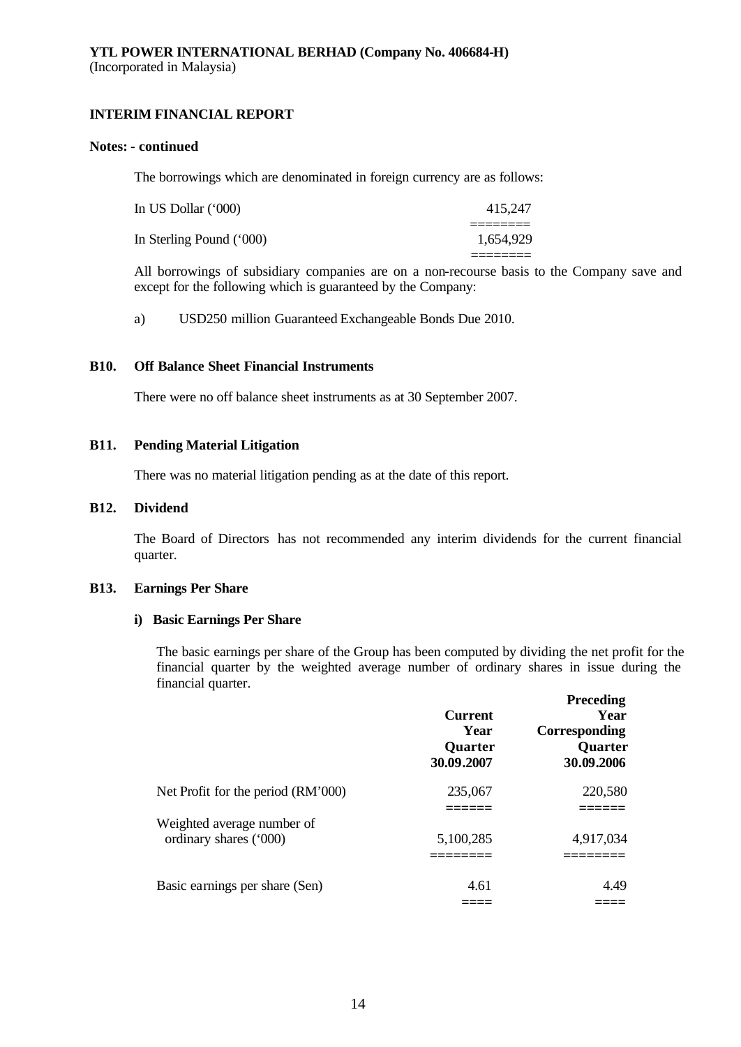## Notes: - continued

The borrowings which are denominated in foreign currency are as follows:

| | |
|---|---|
| In US Dollar ('000) | 415,247 |
| In Sterling Pound ('000) | 1,654,929 |

All borrowings of subsidiary companies are on a non-recourse basis to the Company save and except for the following which is guaranteed by the Company:

a) USD250 million Guaranteed Exchangeable Bonds Due 2010.

## B10. Off Balance Sheet Financial Instruments

There were no off balance sheet instruments as at 30 September 2007.

## B11. Pending Material Litigation

There was no material litigation pending as at the date of this report.

## B12. Dividend

The Board of Directors has not recommended any interim dividends for the current financial quarter.

## B13. Earnings Per Share

### i) Basic Earnings Per Share

The basic earnings per share of the Group has been computed by dividing the net profit for the financial quarter by the weighted average number of ordinary shares in issue during the financial quarter.

| | Current Year Quarter 30.09.2007 | Preceding Year Corresponding Quarter 30.09.2006 |
|---|---|---|
| Net Profit for the period (RM'000) | 235,067 | 220,580 |
| Weighted average number of ordinary shares ('000) | 5,100,285 | 4,917,034 |
| Basic earnings per share (Sen) | 4.61 | 4.49 |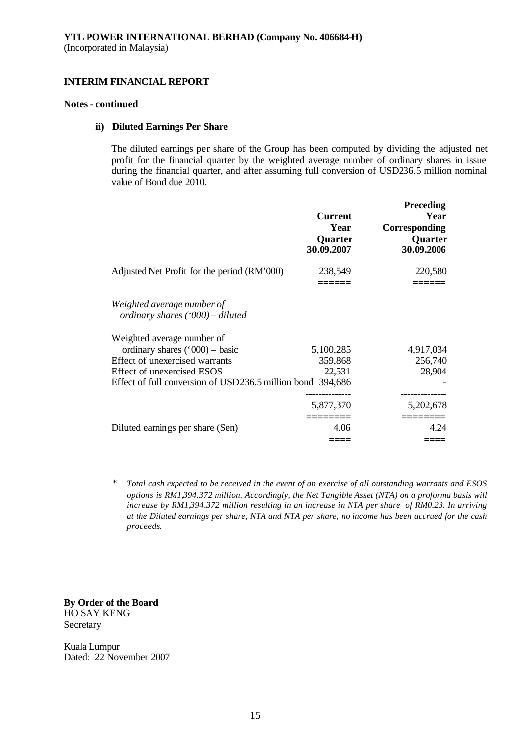**YTL POWER INTERNATIONAL BERHAD (Company No. 406684-H)**
(Incorporated in Malaysia)

**INTERIM FINANCIAL REPORT**

**Notes - continued**

**ii) Diluted Earnings Per Share**

The diluted earnings per share of the Group has been computed by dividing the adjusted net profit for the financial quarter by the weighted average number of ordinary shares in issue during the financial quarter, and after assuming full conversion of USD236.5 million nominal value of Bond due 2010.

| | Current Year Quarter 30.09.2007 | Preceding Year Corresponding Quarter 30.09.2006 |
|---|---|---|
| Adjusted Net Profit for the period (RM'000) | 238,549 | 220,580 |
| *Weighted average number of ordinary shares ('000) – diluted* | | |
| Weighted average number of ordinary shares ('000) – basic | 5,100,285 | 4,917,034 |
| Effect of unexercised warrants | 359,868 | 256,740 |
| Effect of unexercised ESOS | 22,531 | 28,904 |
| Effect of full conversion of USD236.5 million bond | 394,686 | - |
| | 5,877,370 | 5,202,678 |
| Diluted earnings per share (Sen) | 4.06 | 4.24 |

\* *Total cash expected to be received in the event of an exercise of all outstanding warrants and ESOS options is RM1,394.372 million. Accordingly, the Net Tangible Asset (NTA) on a proforma basis will increase by RM1,394.372 million resulting in an increase in NTA per share of RM0.23. In arriving at the Diluted earnings per share, NTA and NTA per share, no income has been accrued for the cash proceeds.*

**By Order of the Board**
HO SAY KENG
Secretary

Kuala Lumpur
Dated: 22 November 2007